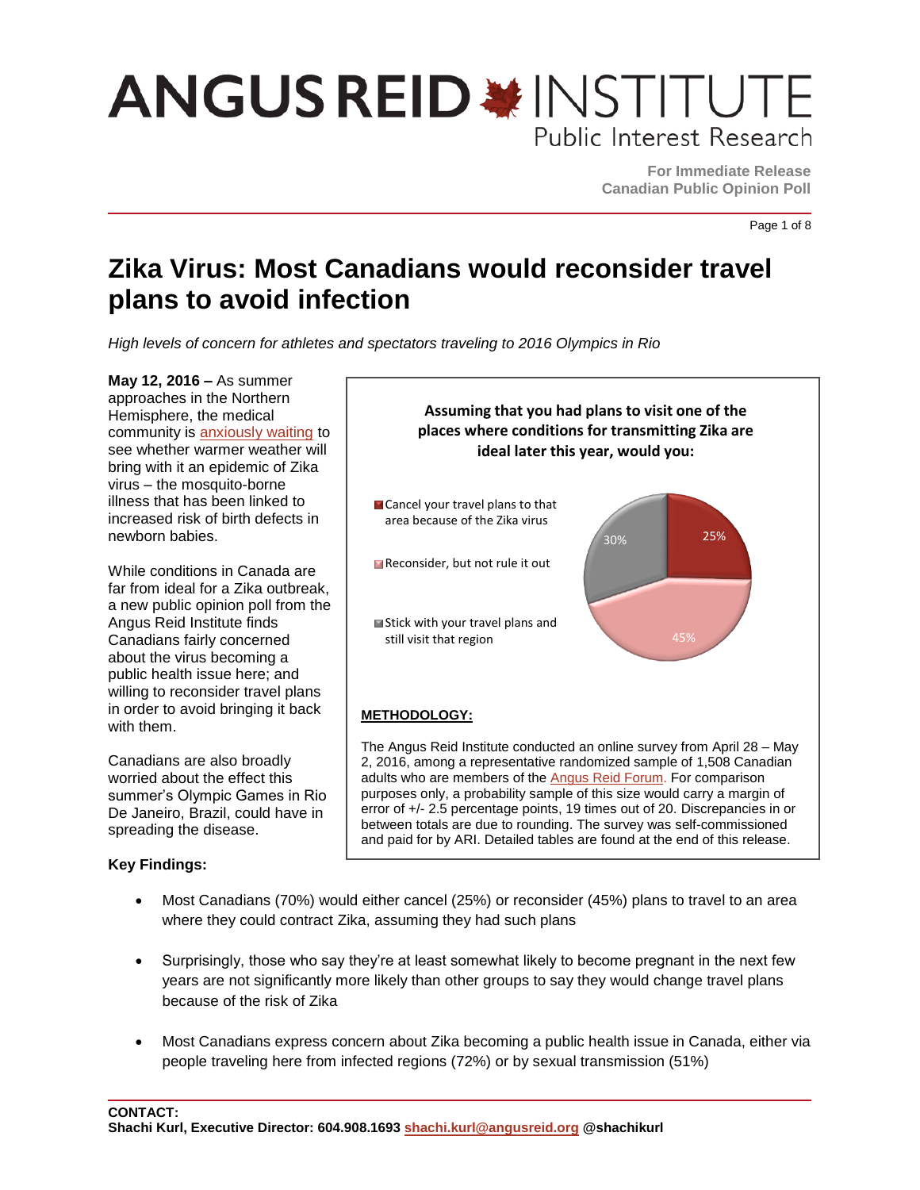# ANGUS REID INSTITUTE
Public Interest Research

**For Immediate Release**
**Canadian Public Opinion Poll**

# Zika Virus: Most Canadians would reconsider travel plans to avoid infection

*High levels of concern for athletes and spectators traveling to 2016 Olympics in Rio*

**May 12, 2016 –** As summer approaches in the Northern Hemisphere, the medical community is anxiously waiting to see whether warmer weather will bring with it an epidemic of Zika virus – the mosquito-borne illness that has been linked to increased risk of birth defects in newborn babies.

While conditions in Canada are far from ideal for a Zika outbreak, a new public opinion poll from the Angus Reid Institute finds Canadians fairly concerned about the virus becoming a public health issue here; and willing to reconsider travel plans in order to avoid bringing it back with them.

Canadians are also broadly worried about the effect this summer's Olympic Games in Rio De Janeiro, Brazil, could have in spreading the disease.

**Assuming that you had plans to visit one of the places where conditions for transmitting Zika are ideal later this year, would you:**

| Response | % |
|---|---|
| Cancel your travel plans to that area because of the Zika virus | 25% |
| Reconsider, but not rule it out | 45% |
| Stick with your travel plans and still visit that region | 30% |

**METHODOLOGY:**

The Angus Reid Institute conducted an online survey from April 28 – May 2, 2016, among a representative randomized sample of 1,508 Canadian adults who are members of the Angus Reid Forum. For comparison purposes only, a probability sample of this size would carry a margin of error of +/- 2.5 percentage points, 19 times out of 20. Discrepancies in or between totals are due to rounding. The survey was self-commissioned and paid for by ARI. Detailed tables are found at the end of this release.

**Key Findings:**

- Most Canadians (70%) would either cancel (25%) or reconsider (45%) plans to travel to an area where they could contract Zika, assuming they had such plans
- Surprisingly, those who say they're at least somewhat likely to become pregnant in the next few years are not significantly more likely than other groups to say they would change travel plans because of the risk of Zika
- Most Canadians express concern about Zika becoming a public health issue in Canada, either via people traveling here from infected regions (72%) or by sexual transmission (51%)

**CONTACT:**
**Shachi Kurl, Executive Director: 604.908.1693 shachi.kurl@angusreid.org @shachikurl**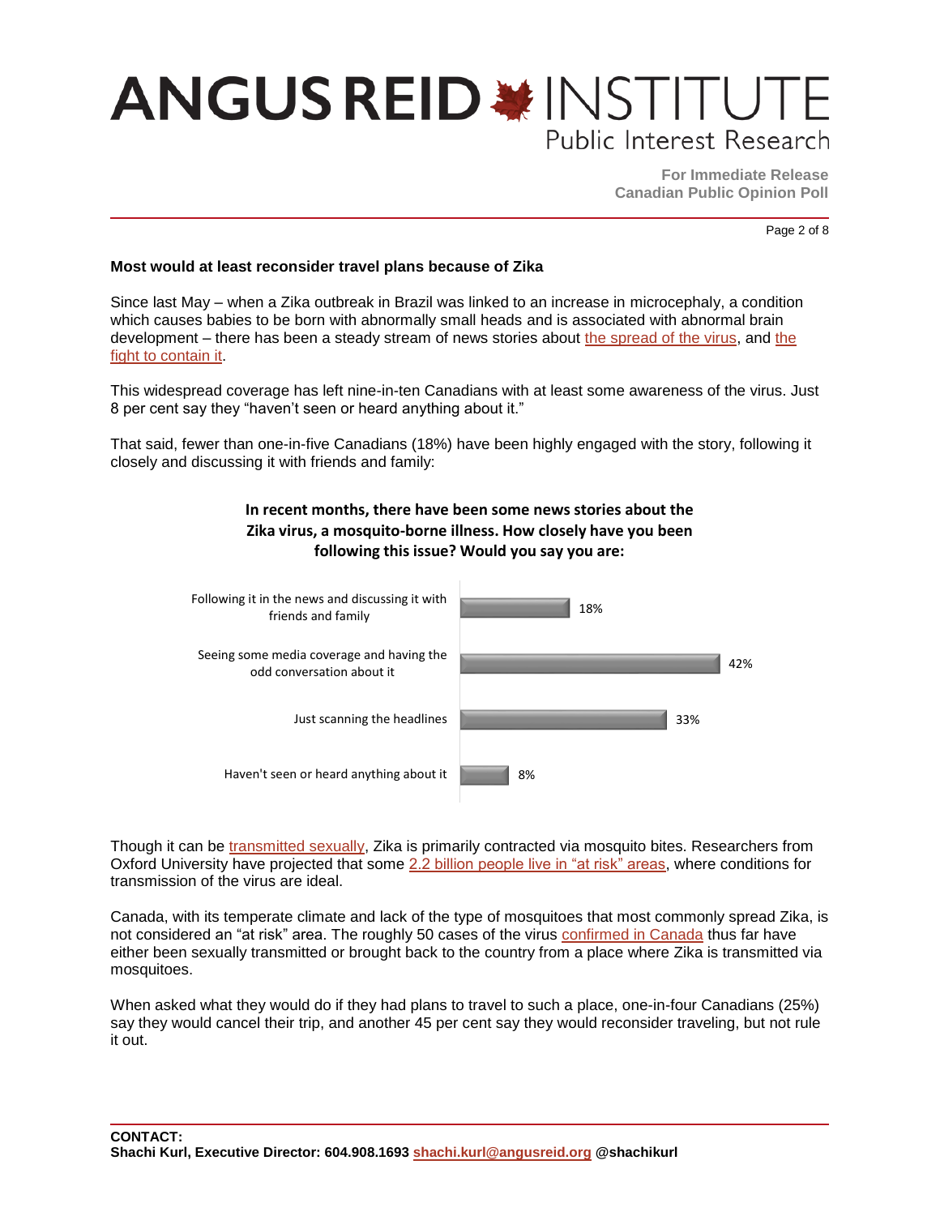### Most would at least reconsider travel plans because of Zika

Since last May – when a Zika outbreak in Brazil was linked to an increase in microcephaly, a condition which causes babies to be born with abnormally small heads and is associated with abnormal brain development – there has been a steady stream of news stories about the spread of the virus, and the fight to contain it.

This widespread coverage has left nine-in-ten Canadians with at least some awareness of the virus. Just 8 per cent say they "haven't seen or heard anything about it."

That said, fewer than one-in-five Canadians (18%) have been highly engaged with the story, following it closely and discussing it with friends and family:

**In recent months, there have been some news stories about the Zika virus, a mosquito-borne illness. How closely have you been following this issue? Would you say you are:**

| Response | % |
|---|---|
| Following it in the news and discussing it with friends and family | 18% |
| Seeing some media coverage and having the odd conversation about it | 42% |
| Just scanning the headlines | 33% |
| Haven't seen or heard anything about it | 8% |

Though it can be transmitted sexually, Zika is primarily contracted via mosquito bites. Researchers from Oxford University have projected that some 2.2 billion people live in "at risk" areas, where conditions for transmission of the virus are ideal.

Canada, with its temperate climate and lack of the type of mosquitoes that most commonly spread Zika, is not considered an "at risk" area. The roughly 50 cases of the virus confirmed in Canada thus far have either been sexually transmitted or brought back to the country from a place where Zika is transmitted via mosquitoes.

When asked what they would do if they had plans to travel to such a place, one-in-four Canadians (25%) say they would cancel their trip, and another 45 per cent say they would reconsider traveling, but not rule it out.

**CONTACT:**
**Shachi Kurl, Executive Director: 604.908.1693 shachi.kurl@angusreid.org @shachikurl**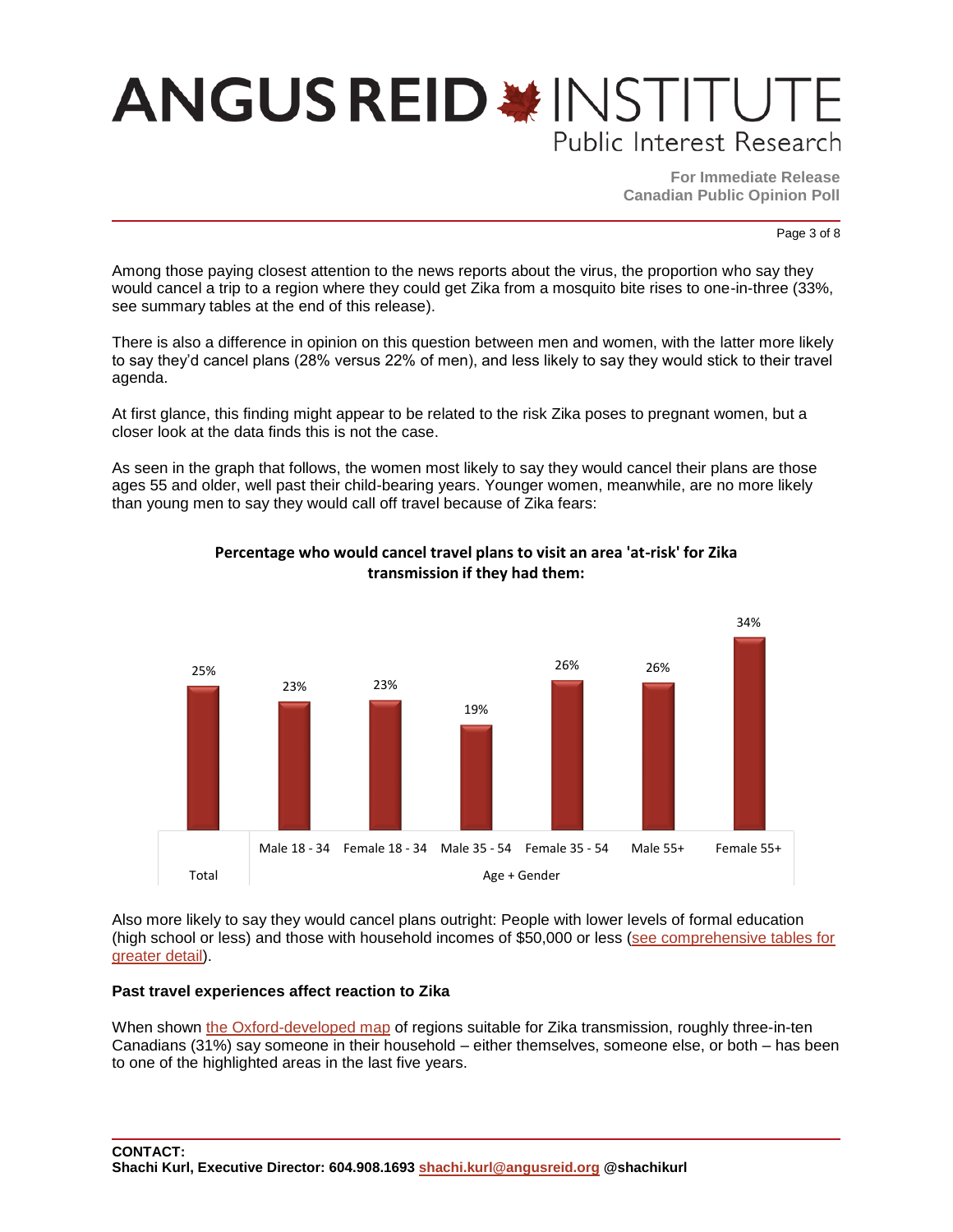Among those paying closest attention to the news reports about the virus, the proportion who say they would cancel a trip to a region where they could get Zika from a mosquito bite rises to one-in-three (33%, see summary tables at the end of this release).

There is also a difference in opinion on this question between men and women, with the latter more likely to say they'd cancel plans (28% versus 22% of men), and less likely to say they would stick to their travel agenda.

At first glance, this finding might appear to be related to the risk Zika poses to pregnant women, but a closer look at the data finds this is not the case.

As seen in the graph that follows, the women most likely to say they would cancel their plans are those ages 55 and older, well past their child-bearing years. Younger women, meanwhile, are no more likely than young men to say they would call off travel because of Zika fears:

**Percentage who would cancel travel plans to visit an area 'at-risk' for Zika transmission if they had them:**

| Total | Male 18 - 34 | Female 18 - 34 | Male 35 - 54 | Female 35 - 54 | Male 55+ | Female 55+ |
|---|---|---|---|---|---|---|
| 25% | 23% | 23% | 19% | 26% | 26% | 34% |

*Age + Gender*

Also more likely to say they would cancel plans outright: People with lower levels of formal education (high school or less) and those with household incomes of $50,000 or less (see comprehensive tables for greater detail).

**Past travel experiences affect reaction to Zika**

When shown the Oxford-developed map of regions suitable for Zika transmission, roughly three-in-ten Canadians (31%) say someone in their household – either themselves, someone else, or both – has been to one of the highlighted areas in the last five years.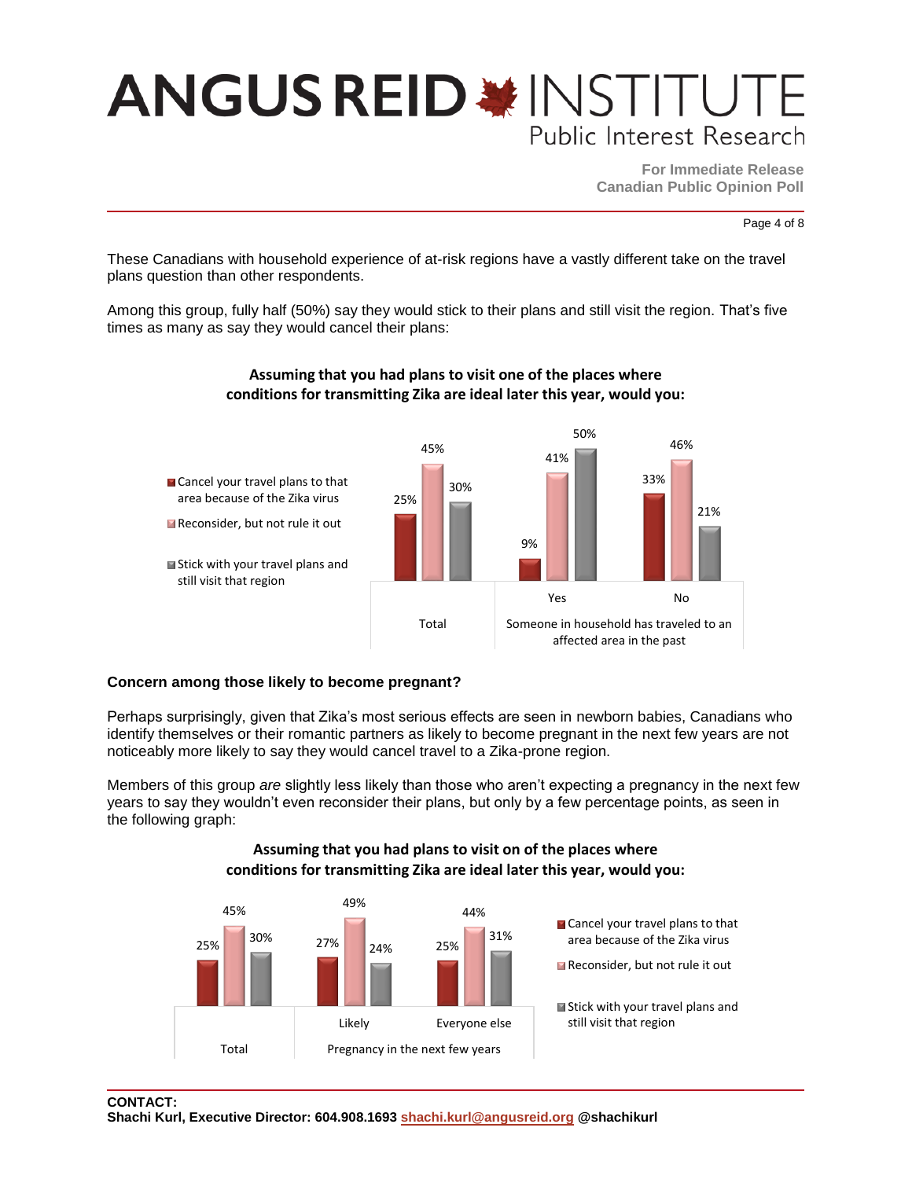These Canadians with household experience of at-risk regions have a vastly different take on the travel plans question than other respondents.

Among this group, fully half (50%) say they would stick to their plans and still visit the region. That's five times as many as say they would cancel their plans:

**Assuming that you had plans to visit one of the places where conditions for transmitting Zika are ideal later this year, would you:**

| | Total | Someone in household has traveled to an affected area in the past: Yes | Someone in household has traveled to an affected area in the past: No |
|---|---|---|---|
| Cancel your travel plans to that area because of the Zika virus | 25% | 9% | 33% |
| Reconsider, but not rule it out | 45% | 41% | 46% |
| Stick with your travel plans and still visit that region | 30% | 50% | 21% |

### Concern among those likely to become pregnant?

Perhaps surprisingly, given that Zika's most serious effects are seen in newborn babies, Canadians who identify themselves or their romantic partners as likely to become pregnant in the next few years are not noticeably more likely to say they would cancel travel to a Zika-prone region.

Members of this group *are* slightly less likely than those who aren't expecting a pregnancy in the next few years to say they wouldn't even reconsider their plans, but only by a few percentage points, as seen in the following graph:

**Assuming that you had plans to visit on of the places where conditions for transmitting Zika are ideal later this year, would you:**

| | Total | Pregnancy in the next few years: Likely | Pregnancy in the next few years: Everyone else |
|---|---|---|---|
| Cancel your travel plans to that area because of the Zika virus | 25% | 27% | 25% |
| Reconsider, but not rule it out | 45% | 49% | 44% |
| Stick with your travel plans and still visit that region | 30% | 24% | 31% |

**CONTACT:**
**Shachi Kurl, Executive Director: 604.908.1693 shachi.kurl@angusreid.org @shachikurl**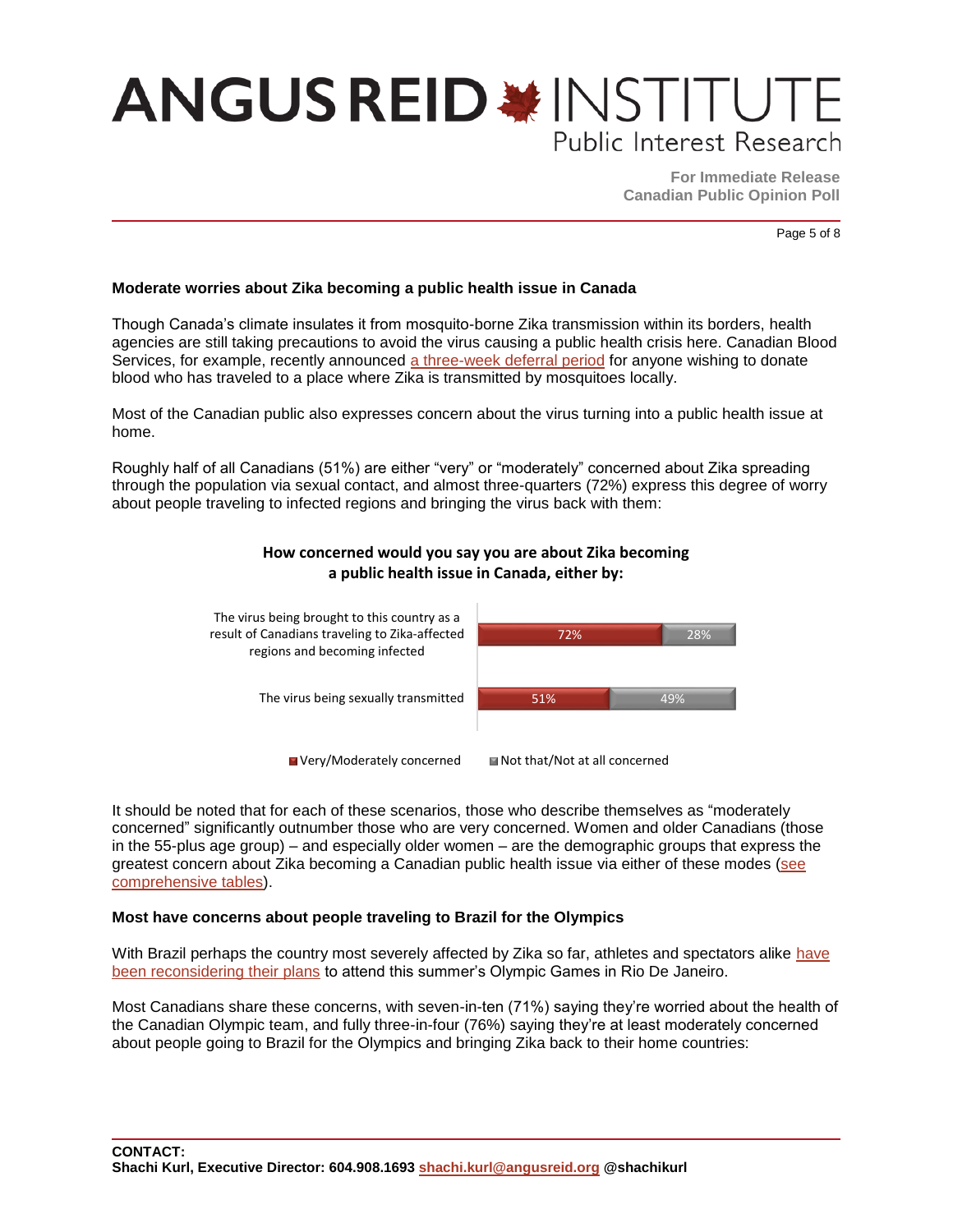### Moderate worries about Zika becoming a public health issue in Canada

Though Canada's climate insulates it from mosquito-borne Zika transmission within its borders, health agencies are still taking precautions to avoid the virus causing a public health crisis here. Canadian Blood Services, for example, recently announced a three-week deferral period for anyone wishing to donate blood who has traveled to a place where Zika is transmitted by mosquitoes locally.

Most of the Canadian public also expresses concern about the virus turning into a public health issue at home.

Roughly half of all Canadians (51%) are either "very" or "moderately" concerned about Zika spreading through the population via sexual contact, and almost three-quarters (72%) express this degree of worry about people traveling to infected regions and bringing the virus back with them:

**How concerned would you say you are about Zika becoming a public health issue in Canada, either by:**

| | Very/Moderately concerned | Not that/Not at all concerned |
|---|---|---|
| The virus being brought to this country as a result of Canadians traveling to Zika-affected regions and becoming infected | 72% | 28% |
| The virus being sexually transmitted | 51% | 49% |

It should be noted that for each of these scenarios, those who describe themselves as "moderately concerned" significantly outnumber those who are very concerned. Women and older Canadians (those in the 55-plus age group) – and especially older women – are the demographic groups that express the greatest concern about Zika becoming a Canadian public health issue via either of these modes (see comprehensive tables).

### Most have concerns about people traveling to Brazil for the Olympics

With Brazil perhaps the country most severely affected by Zika so far, athletes and spectators alike have been reconsidering their plans to attend this summer's Olympic Games in Rio De Janeiro.

Most Canadians share these concerns, with seven-in-ten (71%) saying they're worried about the health of the Canadian Olympic team, and fully three-in-four (76%) saying they're at least moderately concerned about people going to Brazil for the Olympics and bringing Zika back to their home countries:

**CONTACT:**
**Shachi Kurl, Executive Director: 604.908.1693 shachi.kurl@angusreid.org @shachikurl**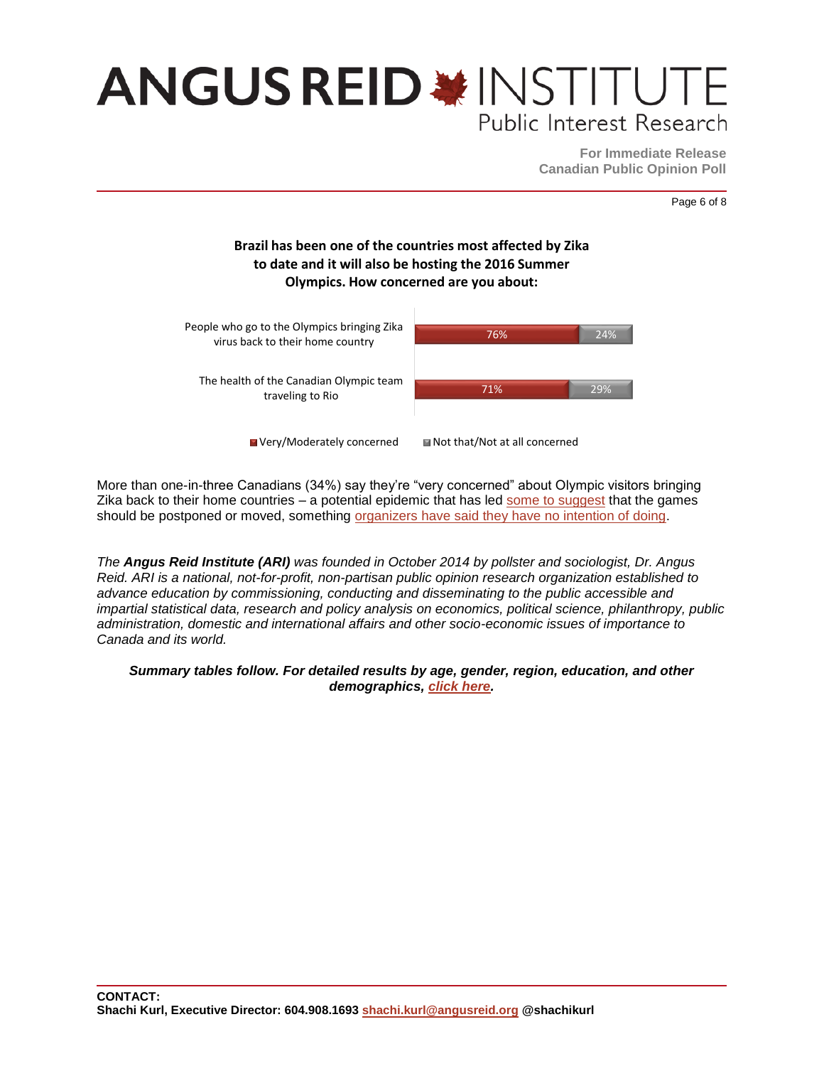**Brazil has been one of the countries most affected by Zika to date and it will also be hosting the 2016 Summer Olympics. How concerned are you about:**

| | Very/Moderately concerned | Not that/Not at all concerned |
|---|---|---|
| People who go to the Olympics bringing Zika virus back to their home country | 76% | 24% |
| The health of the Canadian Olympic team traveling to Rio | 71% | 29% |

More than one-in-three Canadians (34%) say they're "very concerned" about Olympic visitors bringing Zika back to their home countries – a potential epidemic that has led some to suggest that the games should be postponed or moved, something organizers have said they have no intention of doing.

*The **Angus Reid Institute (ARI)** was founded in October 2014 by pollster and sociologist, Dr. Angus Reid. ARI is a national, not-for-profit, non-partisan public opinion research organization established to advance education by commissioning, conducting and disseminating to the public accessible and impartial statistical data, research and policy analysis on economics, political science, philanthropy, public administration, domestic and international affairs and other socio-economic issues of importance to Canada and its world.*

***Summary tables follow. For detailed results by age, gender, region, education, and other demographics, click here.***

**CONTACT:**
**Shachi Kurl, Executive Director: 604.908.1693 shachi.kurl@angusreid.org @shachikurl**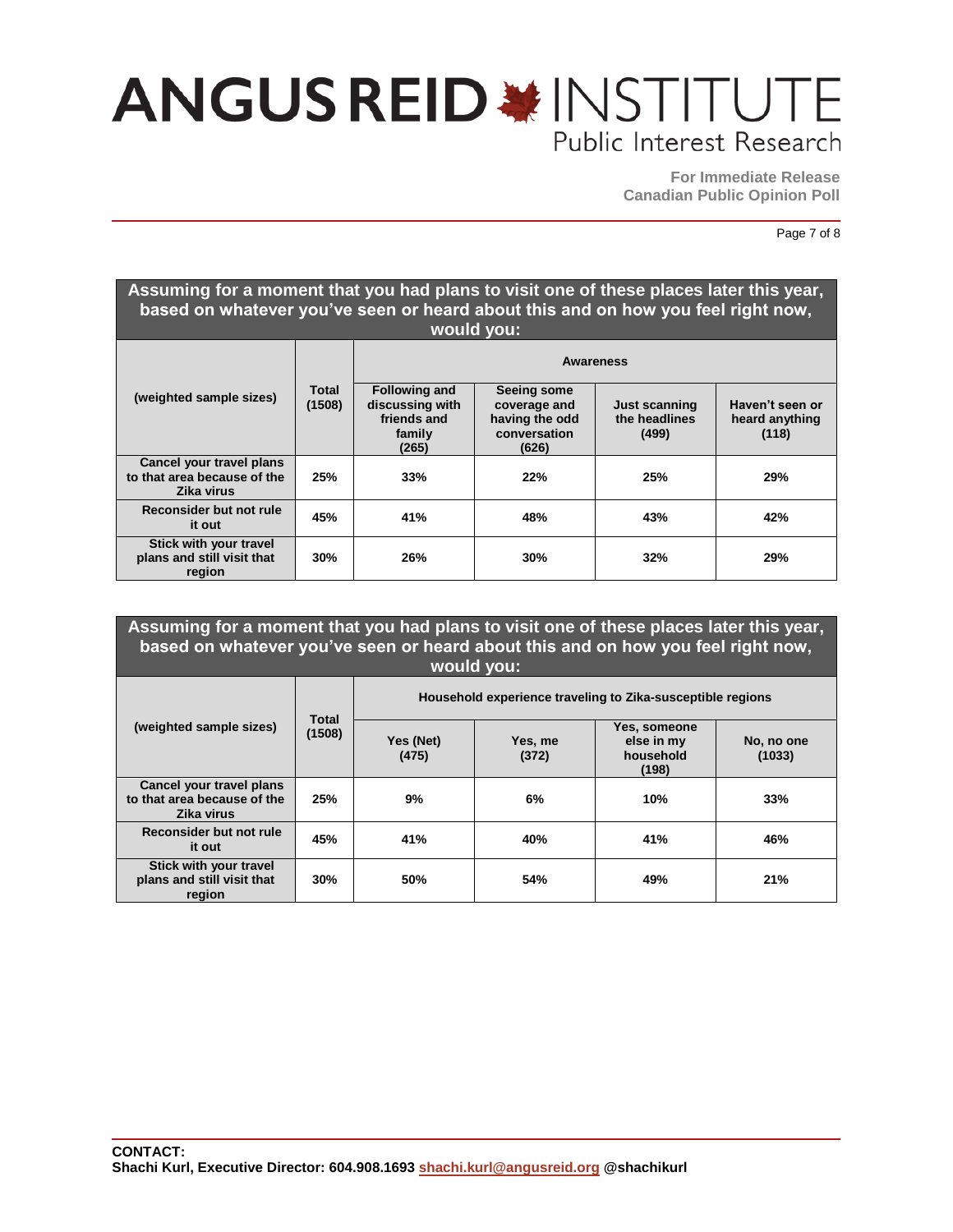**For Immediate Release**
**Canadian Public Opinion Poll**

| Assuming for a moment that you had plans to visit one of these places later this year, based on whatever you've seen or heard about this and on how you feel right now, would you: | | | | | |
|---|---|---|---|---|---|
| (weighted sample sizes) | Total (1508) | Awareness | | | |
| | | Following and discussing with friends and family (265) | Seeing some coverage and having the odd conversation (626) | Just scanning the headlines (499) | Haven't seen or heard anything (118) |
| Cancel your travel plans to that area because of the Zika virus | 25% | 33% | 22% | 25% | 29% |
| Reconsider but not rule it out | 45% | 41% | 48% | 43% | 42% |
| Stick with your travel plans and still visit that region | 30% | 26% | 30% | 32% | 29% |

| Assuming for a moment that you had plans to visit one of these places later this year, based on whatever you've seen or heard about this and on how you feel right now, would you: | | | | | |
|---|---|---|---|---|---|
| (weighted sample sizes) | Total (1508) | Household experience traveling to Zika-susceptible regions | | | |
| | | Yes (Net) (475) | Yes, me (372) | Yes, someone else in my household (198) | No, no one (1033) |
| Cancel your travel plans to that area because of the Zika virus | 25% | 9% | 6% | 10% | 33% |
| Reconsider but not rule it out | 45% | 41% | 40% | 41% | 46% |
| Stick with your travel plans and still visit that region | 30% | 50% | 54% | 49% | 21% |

**CONTACT:**
**Shachi Kurl, Executive Director: 604.908.1693 shachi.kurl@angusreid.org @shachikurl**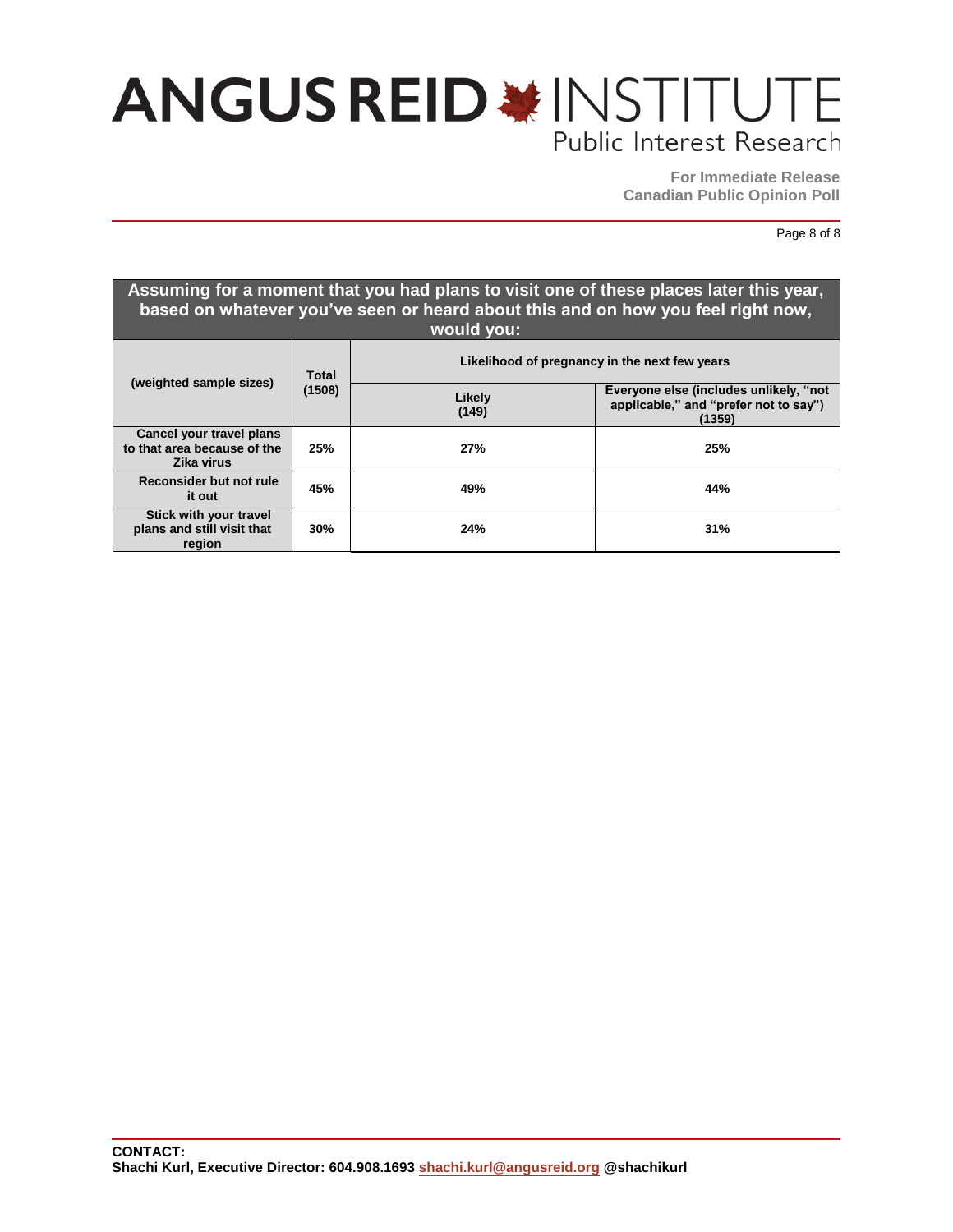**Assuming for a moment that you had plans to visit one of these places later this year, based on whatever you've seen or heard about this and on how you feel right now, would you:**

| (weighted sample sizes) | Total (1508) | Likelihood of pregnancy in the next few years | |
|---|---|---|---|
| | | Likely (149) | Everyone else (includes unlikely, "not applicable," and "prefer not to say") (1359) |
| Cancel your travel plans to that area because of the Zika virus | 25% | 27% | 25% |
| Reconsider but not rule it out | 45% | 49% | 44% |
| Stick with your travel plans and still visit that region | 30% | 24% | 31% |

**CONTACT:**
**Shachi Kurl, Executive Director: 604.908.1693 shachi.kurl@angusreid.org @shachikurl**